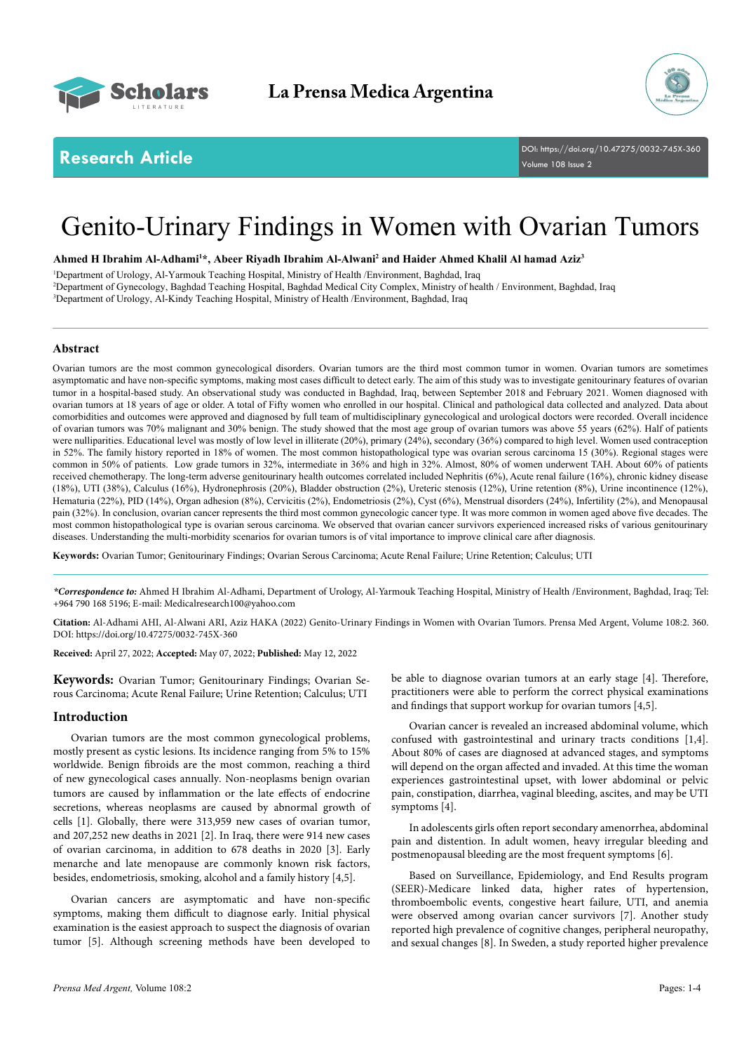Research Article

DOI: https://doi.org/10.47275/0032-745X-360

# Genito-Urinary Findings in Women with Ovarian Tumors

**Ahmed H Ibrahim Al-Adhami[1]*, Abeer Riyadh Ibrahim Al-Alwani[2] and Haider Ahmed Khalil Al hamad Aziz[3]**

[1]Department of Urology, Al-Yarmouk Teaching Hospital, Ministry of Health /Environment, Baghdad, Iraq
[2]Department of Gynecology, Baghdad Teaching Hospital, Baghdad Medical City Complex, Ministry of health / Environment, Baghdad, Iraq
[3]Department of Urology, Al-Kindy Teaching Hospital, Ministry of Health /Environment, Baghdad, Iraq

## Abstract

Ovarian tumors are the most common gynecological disorders. Ovarian tumors are the third most common tumor in women. Ovarian tumors are sometimes asymptomatic and have non-specific symptoms, making most cases difficult to detect early. The aim of this study was to investigate genitourinary features of ovarian tumor in a hospital-based study. An observational study was conducted in Baghdad, Iraq, between September 2018 and February 2021. Women diagnosed with ovarian tumors at 18 years of age or older. A total of Fifty women who enrolled in our hospital. Clinical and pathological data collected and analyzed. Data about comorbidities and outcomes were approved and diagnosed by full team of multidisciplinary gynecological and urological doctors were recorded. Overall incidence of ovarian tumors was 70% malignant and 30% benign. The study showed that the most age group of ovarian tumors was above 55 years (62%). Half of patients were nulliparities. Educational level was mostly of low level in illiterate (20%), primary (24%), secondary (36%) compared to high level. Women used contraception in 52%. The family history reported in 18% of women. The most common histopathological type was ovarian serous carcinoma 15 (30%). Regional stages were common in 50% of patients. Low grade tumors in 32%, intermediate in 36% and high in 32%. Almost, 80% of women underwent TAH. About 60% of patients received chemotherapy. The long-term adverse genitourinary health outcomes correlated included Nephritis (6%), Acute renal failure (16%), chronic kidney disease (18%), UTI (38%), Calculus (16%), Hydronephrosis (20%), Bladder obstruction (2%), Ureteric stenosis (12%), Urine retention (8%), Urine incontinence (12%), Hematuria (22%), PID (14%), Organ adhesion (8%), Cervicitis (2%), Endometriosis (2%), Cyst (6%), Menstrual disorders (24%), Infertility (2%), and Menopausal pain (32%). In conclusion, ovarian cancer represents the third most common gynecologic cancer type. It was more common in women aged above five decades. The most common histopathological type is ovarian serous carcinoma. We observed that ovarian cancer survivors experienced increased risks of various genitourinary diseases. Understanding the multi-morbidity scenarios for ovarian tumors is of vital importance to improve clinical care after diagnosis.

**Keywords:** Ovarian Tumor; Genitourinary Findings; Ovarian Serous Carcinoma; Acute Renal Failure; Urine Retention; Calculus; UTI

***Correspondence to:*** Ahmed H Ibrahim Al-Adhami, Department of Urology, Al-Yarmouk Teaching Hospital, Ministry of Health /Environment, Baghdad, Iraq; Tel: +964 790 168 5196; E-mail: Medicalresearch100@yahoo.com

**Citation:** Al-Adhami AHI, Al-Alwani ARI, Aziz HAKA (2022) Genito-Urinary Findings in Women with Ovarian Tumors. Prensa Med Argent, Volume 108:2. 360. DOI: https://doi.org/10.47275/0032-745X-360

**Received:** April 27, 2022; **Accepted:** May 07, 2022; **Published:** May 12, 2022

**Keywords:** Ovarian Tumor; Genitourinary Findings; Ovarian Serous Carcinoma; Acute Renal Failure; Urine Retention; Calculus; UTI

## Introduction

Ovarian tumors are the most common gynecological problems, mostly present as cystic lesions. Its incidence ranging from 5% to 15% worldwide. Benign fibroids are the most common, reaching a third of new gynecological cases annually. Non-neoplasms benign ovarian tumors are caused by inflammation or the late effects of endocrine secretions, whereas neoplasms are caused by abnormal growth of cells [1]. Globally, there were 313,959 new cases of ovarian tumor, and 207,252 new deaths in 2021 [2]. In Iraq, there were 914 new cases of ovarian carcinoma, in addition to 678 deaths in 2020 [3]. Early menarche and late menopause are commonly known risk factors, besides, endometriosis, smoking, alcohol and a family history [4,5].

Ovarian cancers are asymptomatic and have non-specific symptoms, making them difficult to diagnose early. Initial physical examination is the easiest approach to suspect the diagnosis of ovarian tumor [5]. Although screening methods have been developed to be able to diagnose ovarian tumors at an early stage [4]. Therefore, practitioners were able to perform the correct physical examinations and findings that support workup for ovarian tumors [4,5].

Ovarian cancer is revealed an increased abdominal volume, which confused with gastrointestinal and urinary tracts conditions [1,4]. About 80% of cases are diagnosed at advanced stages, and symptoms will depend on the organ affected and invaded. At this time the woman experiences gastrointestinal upset, with lower abdominal or pelvic pain, constipation, diarrhea, vaginal bleeding, ascites, and may be UTI symptoms [4].

In adolescents girls often report secondary amenorrhea, abdominal pain and distention. In adult women, heavy irregular bleeding and postmenopausal bleeding are the most frequent symptoms [6].

Based on Surveillance, Epidemiology, and End Results program (SEER)-Medicare linked data, higher rates of hypertension, thromboembolic events, congestive heart failure, UTI, and anemia were observed among ovarian cancer survivors [7]. Another study reported high prevalence of cognitive changes, peripheral neuropathy, and sexual changes [8]. In Sweden, a study reported higher prevalence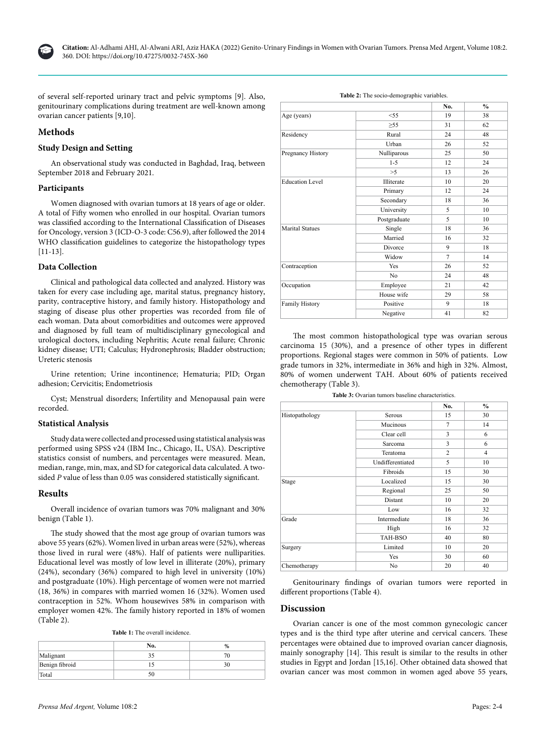of several self-reported urinary tract and pelvic symptoms [9]. Also, genitourinary complications during treatment are well-known among ovarian cancer patients [9,10].

## Methods

### Study Design and Setting

An observational study was conducted in Baghdad, Iraq, between September 2018 and February 2021.

### Participants

Women diagnosed with ovarian tumors at 18 years of age or older. A total of Fifty women who enrolled in our hospital. Ovarian tumors was classified according to the International Classification of Diseases for Oncology, version 3 (ICD-O-3 code: C56.9), after followed the 2014 WHO classification guidelines to categorize the histopathology types [11-13].

### Data Collection

Clinical and pathological data collected and analyzed. History was taken for every case including age, marital status, pregnancy history, parity, contraceptive history, and family history. Histopathology and staging of disease plus other properties was recorded from file of each woman. Data about comorbidities and outcomes were approved and diagnosed by full team of multidisciplinary gynecological and urological doctors, including Nephritis; Acute renal failure; Chronic kidney disease; UTI; Calculus; Hydronephrosis; Bladder obstruction; Ureteric stenosis

Urine retention; Urine incontinence; Hematuria; PID; Organ adhesion; Cervicitis; Endometriosis

Cyst; Menstrual disorders; Infertility and Menopausal pain were recorded.

### Statistical Analysis

Study data were collected and processed using statistical analysis was performed using SPSS v24 (IBM Inc., Chicago, IL, USA). Descriptive statistics consist of numbers, and percentages were measured. Mean, median, range, min, max, and SD for categorical data calculated. A two-sided *P* value of less than 0.05 was considered statistically significant.

## Results

Overall incidence of ovarian tumors was 70% malignant and 30% benign (Table 1).

The study showed that the most age group of ovarian tumors was above 55 years (62%). Women lived in urban areas were (52%), whereas those lived in rural were (48%). Half of patients were nulliparities. Educational level was mostly of low level in illiterate (20%), primary (24%), secondary (36%) compared to high level in university (10%) and postgraduate (10%). High percentage of women were not married (18, 36%) in compares with married women 16 (32%). Women used contraception in 52%. Whom housewives 58% in comparison with employer women 42%. The family history reported in 18% of women (Table 2).

**Table 1:** The overall incidence.

| | No. | % |
|---|---|---|
| Malignant | 35 | 70 |
| Benign fibroid | 15 | 30 |
| Total | 50 | |

**Table 2:** The socio-demographic variables.

| | | No. | % |
|---|---|---|---|
| Age (years) | <55 | 19 | 38 |
| | ≥55 | 31 | 62 |
| Residency | Rural | 24 | 48 |
| | Urban | 26 | 52 |
| Pregnancy History | Nulliparous | 25 | 50 |
| | 1-5 | 12 | 24 |
| | >5 | 13 | 26 |
| Education Level | Illiterate | 10 | 20 |
| | Primary | 12 | 24 |
| | Secondary | 18 | 36 |
| | University | 5 | 10 |
| | Postgraduate | 5 | 10 |
| Marital Statues | Single | 18 | 36 |
| | Married | 16 | 32 |
| | Divorce | 9 | 18 |
| | Widow | 7 | 14 |
| Contraception | Yes | 26 | 52 |
| | No | 24 | 48 |
| Occupation | Employee | 21 | 42 |
| | House wife | 29 | 58 |
| Family History | Positive | 9 | 18 |
| | Negative | 41 | 82 |

The most common histopathological type was ovarian serous carcinoma 15 (30%), and a presence of other types in different proportions. Regional stages were common in 50% of patients. Low grade tumors in 32%, intermediate in 36% and high in 32%. Almost, 80% of women underwent TAH. About 60% of patients received chemotherapy (Table 3).

**Table 3:** Ovarian tumors baseline characteristics.

| | | No. | % |
|---|---|---|---|
| Histopathology | Serous | 15 | 30 |
| | Mucinous | 7 | 14 |
| | Clear cell | 3 | 6 |
| | Sarcoma | 3 | 6 |
| | Teratoma | 2 | 4 |
| | Undifferentiated | 5 | 10 |
| | Fibroids | 15 | 30 |
| Stage | Localized | 15 | 30 |
| | Regional | 25 | 50 |
| | Distant | 10 | 20 |
| | Low | 16 | 32 |
| Grade | Intermediate | 18 | 36 |
| | High | 16 | 32 |
| | TAH-BSO | 40 | 80 |
| Surgery | Limited | 10 | 20 |
| | Yes | 30 | 60 |
| Chemotherapy | No | 20 | 40 |

Genitourinary findings of ovarian tumors were reported in different proportions (Table 4).

## Discussion

Ovarian cancer is one of the most common gynecologic cancer types and is the third type after uterine and cervical cancers. These percentages were obtained due to improved ovarian cancer diagnosis, mainly sonography [14]. This result is similar to the results in other studies in Egypt and Jordan [15,16]. Other obtained data showed that ovarian cancer was most common in women aged above 55 years,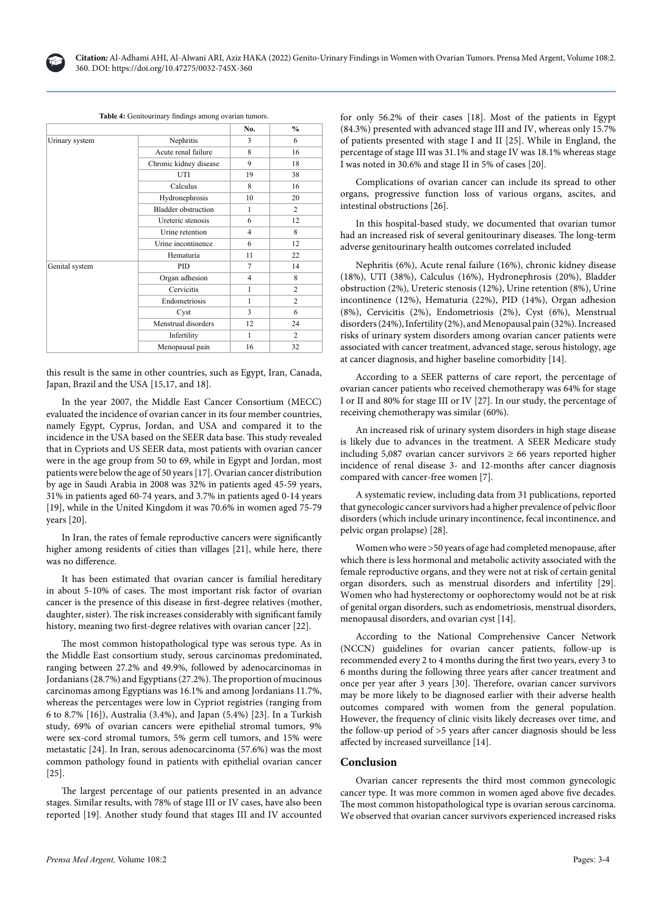**Table 4:** Genitourinary findings among ovarian tumors.

| | | No. | % |
|---|---|---|---|
| Urinary system | Nephritis | 3 | 6 |
| | Acute renal failure | 8 | 16 |
| | Chronic kidney disease | 9 | 18 |
| | UTI | 19 | 38 |
| | Calculus | 8 | 16 |
| | Hydronephrosis | 10 | 20 |
| | Bladder obstruction | 1 | 2 |
| | Ureteric stenosis | 6 | 12 |
| | Urine retention | 4 | 8 |
| | Urine incontinence | 6 | 12 |
| | Hematuria | 11 | 22 |
| Genital system | PID | 7 | 14 |
| | Organ adhesion | 4 | 8 |
| | Cervicitis | 1 | 2 |
| | Endometriosis | 1 | 2 |
| | Cyst | 3 | 6 |
| | Menstrual disorders | 12 | 24 |
| | Infertility | 1 | 2 |
| | Menopausal pain | 16 | 32 |

this result is the same in other countries, such as Egypt, Iran, Canada, Japan, Brazil and the USA [15,17, and 18].

In the year 2007, the Middle East Cancer Consortium (MECC) evaluated the incidence of ovarian cancer in its four member countries, namely Egypt, Cyprus, Jordan, and USA and compared it to the incidence in the USA based on the SEER data base. This study revealed that in Cypriots and US SEER data, most patients with ovarian cancer were in the age group from 50 to 69, while in Egypt and Jordan, most patients were below the age of 50 years [17]. Ovarian cancer distribution by age in Saudi Arabia in 2008 was 32% in patients aged 45-59 years, 31% in patients aged 60-74 years, and 3.7% in patients aged 0-14 years [19], while in the United Kingdom it was 70.6% in women aged 75-79 years [20].

In Iran, the rates of female reproductive cancers were significantly higher among residents of cities than villages [21], while here, there was no difference.

It has been estimated that ovarian cancer is familial hereditary in about 5-10% of cases. The most important risk factor of ovarian cancer is the presence of this disease in first-degree relatives (mother, daughter, sister). The risk increases considerably with significant family history, meaning two first-degree relatives with ovarian cancer [22].

The most common histopathological type was serous type. As in the Middle East consortium study, serous carcinomas predominated, ranging between 27.2% and 49.9%, followed by adenocarcinomas in Jordanians (28.7%) and Egyptians (27.2%). The proportion of mucinous carcinomas among Egyptians was 16.1% and among Jordanians 11.7%, whereas the percentages were low in Cypriot registries (ranging from 6 to 8.7% [16]), Australia (3.4%), and Japan (5.4%) [23]. In a Turkish study, 69% of ovarian cancers were epithelial stromal tumors, 9% were sex-cord stromal tumors, 5% germ cell tumors, and 15% were metastatic [24]. In Iran, serous adenocarcinoma (57.6%) was the most common pathology found in patients with epithelial ovarian cancer [25].

The largest percentage of our patients presented in an advance stages. Similar results, with 78% of stage III or IV cases, have also been reported [19]. Another study found that stages III and IV accounted for only 56.2% of their cases [18]. Most of the patients in Egypt (84.3%) presented with advanced stage III and IV, whereas only 15.7% of patients presented with stage I and II [25]. While in England, the percentage of stage III was 31.1% and stage IV was 18.1% whereas stage I was noted in 30.6% and stage II in 5% of cases [20].

Complications of ovarian cancer can include its spread to other organs, progressive function loss of various organs, ascites, and intestinal obstructions [26].

In this hospital-based study, we documented that ovarian tumor had an increased risk of several genitourinary diseases. The long-term adverse genitourinary health outcomes correlated included

Nephritis (6%), Acute renal failure (16%), chronic kidney disease (18%), UTI (38%), Calculus (16%), Hydronephrosis (20%), Bladder obstruction (2%), Ureteric stenosis (12%), Urine retention (8%), Urine incontinence (12%), Hematuria (22%), PID (14%), Organ adhesion (8%), Cervicitis (2%), Endometriosis (2%), Cyst (6%), Menstrual disorders (24%), Infertility (2%), and Menopausal pain (32%). Increased risks of urinary system disorders among ovarian cancer patients were associated with cancer treatment, advanced stage, serous histology, age at cancer diagnosis, and higher baseline comorbidity [14].

According to a SEER patterns of care report, the percentage of ovarian cancer patients who received chemotherapy was 64% for stage I or II and 80% for stage III or IV [27]. In our study, the percentage of receiving chemotherapy was similar (60%).

An increased risk of urinary system disorders in high stage disease is likely due to advances in the treatment. A SEER Medicare study including 5,087 ovarian cancer survivors ≥ 66 years reported higher incidence of renal disease 3- and 12-months after cancer diagnosis compared with cancer-free women [7].

A systematic review, including data from 31 publications, reported that gynecologic cancer survivors had a higher prevalence of pelvic floor disorders (which include urinary incontinence, fecal incontinence, and pelvic organ prolapse) [28].

Women who were >50 years of age had completed menopause, after which there is less hormonal and metabolic activity associated with the female reproductive organs, and they were not at risk of certain genital organ disorders, such as menstrual disorders and infertility [29]. Women who had hysterectomy or oophorectomy would not be at risk of genital organ disorders, such as endometriosis, menstrual disorders, menopausal disorders, and ovarian cyst [14].

According to the National Comprehensive Cancer Network (NCCN) guidelines for ovarian cancer patients, follow-up is recommended every 2 to 4 months during the first two years, every 3 to 6 months during the following three years after cancer treatment and once per year after 3 years [30]. Therefore, ovarian cancer survivors may be more likely to be diagnosed earlier with their adverse health outcomes compared with women from the general population. However, the frequency of clinic visits likely decreases over time, and the follow-up period of >5 years after cancer diagnosis should be less affected by increased surveillance [14].

## Conclusion

Ovarian cancer represents the third most common gynecologic cancer type. It was more common in women aged above five decades. The most common histopathological type is ovarian serous carcinoma. We observed that ovarian cancer survivors experienced increased risks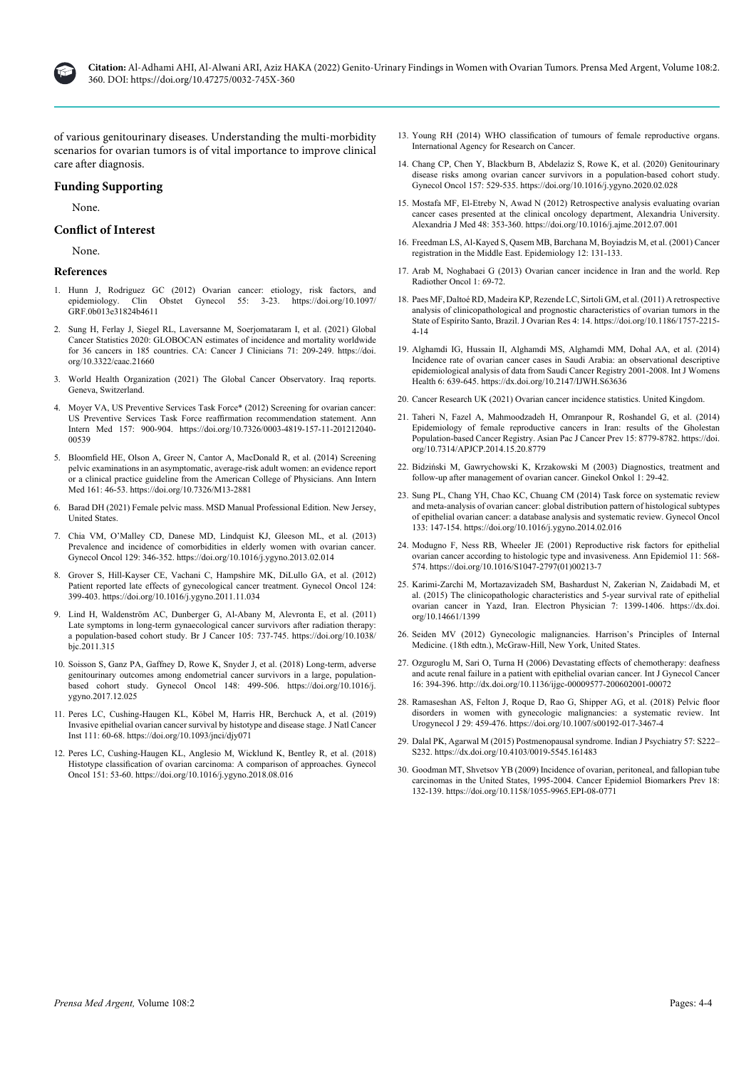of various genitourinary diseases. Understanding the multi-morbidity scenarios for ovarian tumors is of vital importance to improve clinical care after diagnosis.

## Funding Supporting

None.

## Conflict of Interest

None.

## References

1. Hunn J, Rodriguez GC (2012) Ovarian cancer: etiology, risk factors, and epidemiology. Clin Obstet Gynecol 55: 3-23. https://doi.org/10.1097/GRF.0b013e31824b4611
2. Sung H, Ferlay J, Siegel RL, Laversanne M, Soerjomataram I, et al. (2021) Global Cancer Statistics 2020: GLOBOCAN estimates of incidence and mortality worldwide for 36 cancers in 185 countries. CA: Cancer J Clinicians 71: 209-249. https://doi.org/10.3322/caac.21660
3. World Health Organization (2021) The Global Cancer Observatory. Iraq reports. Geneva, Switzerland.
4. Moyer VA, US Preventive Services Task Force* (2012) Screening for ovarian cancer: US Preventive Services Task Force reaffirmation recommendation statement. Ann Intern Med 157: 900-904. https://doi.org/10.7326/0003-4819-157-11-201212040-00539
5. Bloomfield HE, Olson A, Greer N, Cantor A, MacDonald R, et al. (2014) Screening pelvic examinations in an asymptomatic, average-risk adult women: an evidence report or a clinical practice guideline from the American College of Physicians. Ann Intern Med 161: 46-53. https://doi.org/10.7326/M13-2881
6. Barad DH (2021) Female pelvic mass. MSD Manual Professional Edition. New Jersey, United States.
7. Chia VM, O'Malley CD, Danese MD, Lindquist KJ, Gleeson ML, et al. (2013) Prevalence and incidence of comorbidities in elderly women with ovarian cancer. Gynecol Oncol 129: 346-352. https://doi.org/10.1016/j.ygyno.2013.02.014
8. Grover S, Hill-Kayser CE, Vachani C, Hampshire MK, DiLullo GA, et al. (2012) Patient reported late effects of gynecological cancer treatment. Gynecol Oncol 124: 399-403. https://doi.org/10.1016/j.ygyno.2011.11.034
9. Lind H, Waldenström AC, Dunberger G, Al-Abany M, Alevronta E, et al. (2011) Late symptoms in long-term gynaecological cancer survivors after radiation therapy: a population-based cohort study. Br J Cancer 105: 737-745. https://doi.org/10.1038/bjc.2011.315
10. Soisson S, Ganz PA, Gaffney D, Rowe K, Snyder J, et al. (2018) Long-term, adverse genitourinary outcomes among endometrial cancer survivors in a large, population-based cohort study. Gynecol Oncol 148: 499-506. https://doi.org/10.1016/j.ygyno.2017.12.025
11. Peres LC, Cushing-Haugen KL, Köbel M, Harris HR, Berchuck A, et al. (2019) Invasive epithelial ovarian cancer survival by histotype and disease stage. J Natl Cancer Inst 111: 60-68. https://doi.org/10.1093/jnci/djy071
12. Peres LC, Cushing-Haugen KL, Anglesio M, Wicklund K, Bentley R, et al. (2018) Histotype classification of ovarian carcinoma: A comparison of approaches. Gynecol Oncol 151: 53-60. https://doi.org/10.1016/j.ygyno.2018.08.016
13. Young RH (2014) WHO classification of tumours of female reproductive organs. International Agency for Research on Cancer.
14. Chang CP, Chen Y, Blackburn B, Abdelaziz S, Rowe K, et al. (2020) Genitourinary disease risks among ovarian cancer survivors in a population-based cohort study. Gynecol Oncol 157: 529-535. https://doi.org/10.1016/j.ygyno.2020.02.028
15. Mostafa MF, El-Etreby N, Awad N (2012) Retrospective analysis evaluating ovarian cancer cases presented at the clinical oncology department, Alexandria University. Alexandria J Med 48: 353-360. https://doi.org/10.1016/j.ajme.2012.07.001
16. Freedman LS, Al-Kayed S, Qasem MB, Barchana M, Boyiadzis M, et al. (2001) Cancer registration in the Middle East. Epidemiology 12: 131-133.
17. Arab M, Noghabaei G (2013) Ovarian cancer incidence in Iran and the world. Rep Radiother Oncol 1: 69-72.
18. Paes MF, Daltoé RD, Madeira KP, Rezende LC, Sirtoli GM, et al. (2011) A retrospective analysis of clinicopathological and prognostic characteristics of ovarian tumors in the State of Espírito Santo, Brazil. J Ovarian Res 4: 14. https://doi.org/10.1186/1757-2215-4-14
19. Alghamdi IG, Hussain II, Alghamdi MS, Alghamdi MM, Dohal AA, et al. (2014) Incidence rate of ovarian cancer cases in Saudi Arabia: an observational descriptive epidemiological analysis of data from Saudi Cancer Registry 2001-2008. Int J Womens Health 6: 639-645. https://dx.doi.org/10.2147/IJWH.S63636
20. Cancer Research UK (2021) Ovarian cancer incidence statistics. United Kingdom.
21. Taheri N, Fazel A, Mahmoodzadeh H, Omranpour R, Roshandel G, et al. (2014) Epidemiology of female reproductive cancers in Iran: results of the Gholestan Population-based Cancer Registry. Asian Pac J Cancer Prev 15: 8779-8782. https://doi.org/10.7314/APJCP.2014.15.20.8779
22. Bidziński M, Gawrychowski K, Krzakowski M (2003) Diagnostics, treatment and follow-up after management of ovarian cancer. Ginekol Onkol 1: 29-42.
23. Sung PL, Chang YH, Chao KC, Chuang CM (2014) Task force on systematic review and meta-analysis of ovarian cancer: global distribution pattern of histological subtypes of epithelial ovarian cancer: a database analysis and systematic review. Gynecol Oncol 133: 147-154. https://doi.org/10.1016/j.ygyno.2014.02.016
24. Modugno F, Ness RB, Wheeler JE (2001) Reproductive risk factors for epithelial ovarian cancer according to histologic type and invasiveness. Ann Epidemiol 11: 568-574. https://doi.org/10.1016/S1047-2797(01)00213-7
25. Karimi-Zarchi M, Mortazavizadeh SM, Bashardust N, Zakerian N, Zaidabadi M, et al. (2015) The clinicopathologic characteristics and 5-year survival rate of epithelial ovarian cancer in Yazd, Iran. Electron Physician 7: 1399-1406. https://dx.doi.org/10.14661/1399
26. Seiden MV (2012) Gynecologic malignancies. Harrison's Principles of Internal Medicine. (18th edtn.), McGraw-Hill, New York, United States.
27. Ozguroglu M, Sari O, Turna H (2006) Devastating effects of chemotherapy: deafness and acute renal failure in a patient with epithelial ovarian cancer. Int J Gynecol Cancer 16: 394-396. http://dx.doi.org/10.1136/ijgc-00009577-200602001-00072
28. Ramaseshan AS, Felton J, Roque D, Rao G, Shipper AG, et al. (2018) Pelvic floor disorders in women with gynecologic malignancies: a systematic review. Int Urogynecol J 29: 459-476. https://doi.org/10.1007/s00192-017-3467-4
29. Dalal PK, Agarwal M (2015) Postmenopausal syndrome. Indian J Psychiatry 57: S222–S232. https://dx.doi.org/10.4103/0019-5545.161483
30. Goodman MT, Shvetsov YB (2009) Incidence of ovarian, peritoneal, and fallopian tube carcinomas in the United States, 1995-2004. Cancer Epidemiol Biomarkers Prev 18: 132-139. https://doi.org/10.1158/1055-9965.EPI-08-0771